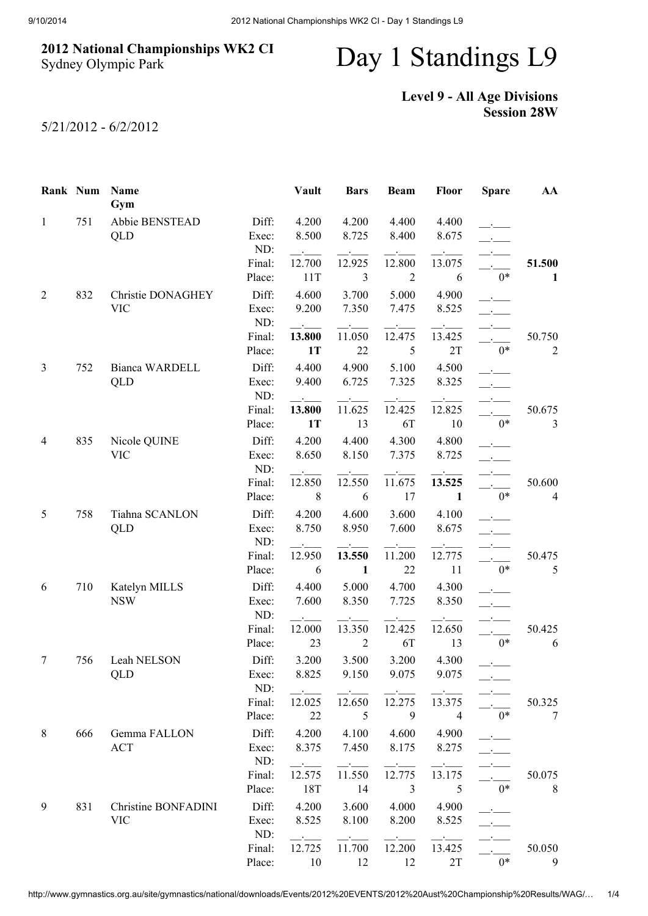**2012 National Championships WK2 CI**
Sydney Olympic Park

# Day 1 Standings L9

**Level 9 - All Age Divisions**
**Session 28W**

5/21/2012 - 6/2/2012

| Rank | Num | Name<br>Gym | | Vault | Bars | Beam | Floor | Spare | AA |
|---|---|---|---|---|---|---|---|---|---|
| 1 | 751 | Abbie BENSTEAD<br>QLD | Diff: | 4.200 | 4.200 | 4.400 | 4.400 | __.___ | |
| | | | Exec: | 8.500 | 8.725 | 8.400 | 8.675 | __.___ | |
| | | | ND: | __.___ | __.___ | __.___ | __.___ | __.___ | |
| | | | Final: | 12.700 | 12.925 | 12.800 | 13.075 | __.___ | **51.500** |
| | | | Place: | 11T | 3 | 2 | 6 | 0* | **1** |
| 2 | 832 | Christie DONAGHEY<br>VIC | Diff: | 4.600 | 3.700 | 5.000 | 4.900 | __.___ | |
| | | | Exec: | 9.200 | 7.350 | 7.475 | 8.525 | __.___ | |
| | | | ND: | __.___ | __.___ | __.___ | __.___ | __.___ | |
| | | | Final: | **13.800** | 11.050 | 12.475 | 13.425 | __.___ | 50.750 |
| | | | Place: | **1T** | 22 | 5 | 2T | 0* | 2 |
| 3 | 752 | Bianca WARDELL<br>QLD | Diff: | 4.400 | 4.900 | 5.100 | 4.500 | __.___ | |
| | | | Exec: | 9.400 | 6.725 | 7.325 | 8.325 | __.___ | |
| | | | ND: | __.___ | __.___ | __.___ | __.___ | __.___ | |
| | | | Final: | **13.800** | 11.625 | 12.425 | 12.825 | __.___ | 50.675 |
| | | | Place: | **1T** | 13 | 6T | 10 | 0* | 3 |
| 4 | 835 | Nicole QUINE<br>VIC | Diff: | 4.200 | 4.400 | 4.300 | 4.800 | __.___ | |
| | | | Exec: | 8.650 | 8.150 | 7.375 | 8.725 | __.___ | |
| | | | ND: | __.___ | __.___ | __.___ | __.___ | __.___ | |
| | | | Final: | 12.850 | 12.550 | 11.675 | **13.525** | __.___ | 50.600 |
| | | | Place: | 8 | 6 | 17 | **1** | 0* | 4 |
| 5 | 758 | Tiahna SCANLON<br>QLD | Diff: | 4.200 | 4.600 | 3.600 | 4.100 | __.___ | |
| | | | Exec: | 8.750 | 8.950 | 7.600 | 8.675 | __.___ | |
| | | | ND: | __.___ | __.___ | __.___ | __.___ | __.___ | |
| | | | Final: | 12.950 | **13.550** | 11.200 | 12.775 | __.___ | 50.475 |
| | | | Place: | 6 | **1** | 22 | 11 | 0* | 5 |
| 6 | 710 | Katelyn MILLS<br>NSW | Diff: | 4.400 | 5.000 | 4.700 | 4.300 | __.___ | |
| | | | Exec: | 7.600 | 8.350 | 7.725 | 8.350 | __.___ | |
| | | | ND: | __.___ | __.___ | __.___ | __.___ | __.___ | |
| | | | Final: | 12.000 | 13.350 | 12.425 | 12.650 | __.___ | 50.425 |
| | | | Place: | 23 | 2 | 6T | 13 | 0* | 6 |
| 7 | 756 | Leah NELSON<br>QLD | Diff: | 3.200 | 3.500 | 3.200 | 4.300 | __.___ | |
| | | | Exec: | 8.825 | 9.150 | 9.075 | 9.075 | __.___ | |
| | | | ND: | __.___ | __.___ | __.___ | __.___ | __.___ | |
| | | | Final: | 12.025 | 12.650 | 12.275 | 13.375 | __.___ | 50.325 |
| | | | Place: | 22 | 5 | 9 | 4 | 0* | 7 |
| 8 | 666 | Gemma FALLON<br>ACT | Diff: | 4.200 | 4.100 | 4.600 | 4.900 | __.___ | |
| | | | Exec: | 8.375 | 7.450 | 8.175 | 8.275 | __.___ | |
| | | | ND: | __.___ | __.___ | __.___ | __.___ | __.___ | |
| | | | Final: | 12.575 | 11.550 | 12.775 | 13.175 | __.___ | 50.075 |
| | | | Place: | 18T | 14 | 3 | 5 | 0* | 8 |
| 9 | 831 | Christine BONFADINI<br>VIC | Diff: | 4.200 | 3.600 | 4.000 | 4.900 | __.___ | |
| | | | Exec: | 8.525 | 8.100 | 8.200 | 8.525 | __.___ | |
| | | | ND: | __.___ | __.___ | __.___ | __.___ | __.___ | |
| | | | Final: | 12.725 | 11.700 | 12.200 | 13.425 | __.___ | 50.050 |
| | | | Place: | 10 | 12 | 12 | 2T | 0* | 9 |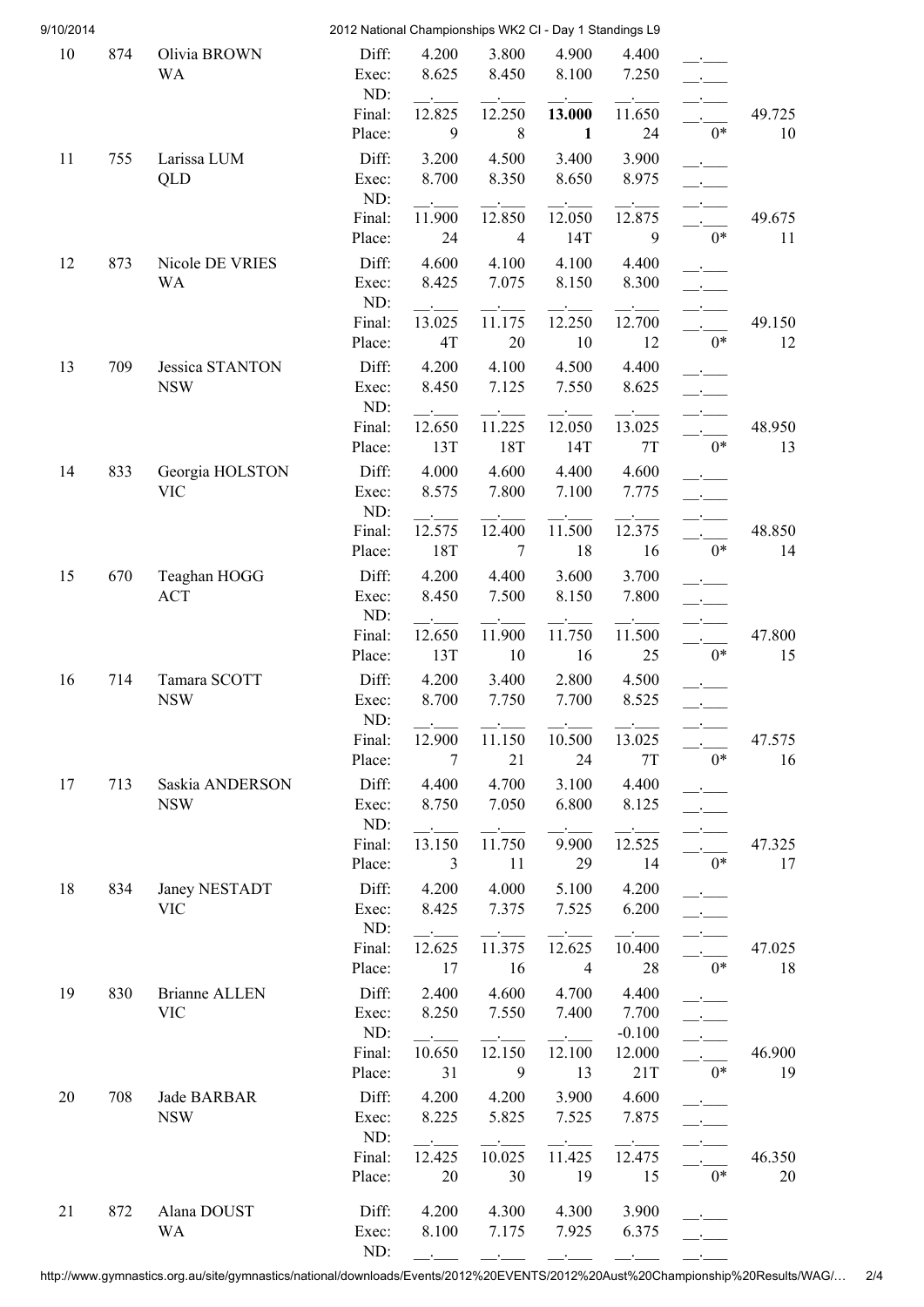| Rank | No. | Name | | VT | UB | BB | FX | | AA |
|---|---|---|---|---|---|---|---|---|---|
| 10 | 874 | Olivia BROWN | Diff: | 4.200 | 3.800 | 4.900 | 4.400 | __.___ | |
| | | WA | Exec: | 8.625 | 8.450 | 8.100 | 7.250 | __.___ | |
| | | | ND: | __.___ | __.___ | __.___ | __.___ | __.___ | |
| | | | Final: | 12.825 | 12.250 | **13.000** | 11.650 | __.___ | 49.725 |
| | | | Place: | 9 | 8 | **1** | 24 | 0* | 10 |
| 11 | 755 | Larissa LUM | Diff: | 3.200 | 4.500 | 3.400 | 3.900 | __.___ | |
| | | QLD | Exec: | 8.700 | 8.350 | 8.650 | 8.975 | __.___ | |
| | | | ND: | __.___ | __.___ | __.___ | __.___ | __.___ | |
| | | | Final: | 11.900 | 12.850 | 12.050 | 12.875 | __.___ | 49.675 |
| | | | Place: | 24 | 4 | 14T | 9 | 0* | 11 |
| 12 | 873 | Nicole DE VRIES | Diff: | 4.600 | 4.100 | 4.100 | 4.400 | __.___ | |
| | | WA | Exec: | 8.425 | 7.075 | 8.150 | 8.300 | __.___ | |
| | | | ND: | __.___ | __.___ | __.___ | __.___ | __.___ | |
| | | | Final: | 13.025 | 11.175 | 12.250 | 12.700 | __.___ | 49.150 |
| | | | Place: | 4T | 20 | 10 | 12 | 0* | 12 |
| 13 | 709 | Jessica STANTON | Diff: | 4.200 | 4.100 | 4.500 | 4.400 | __.___ | |
| | | NSW | Exec: | 8.450 | 7.125 | 7.550 | 8.625 | __.___ | |
| | | | ND: | __.___ | __.___ | __.___ | __.___ | __.___ | |
| | | | Final: | 12.650 | 11.225 | 12.050 | 13.025 | __.___ | 48.950 |
| | | | Place: | 13T | 18T | 14T | 7T | 0* | 13 |
| 14 | 833 | Georgia HOLSTON | Diff: | 4.000 | 4.600 | 4.400 | 4.600 | __.___ | |
| | | VIC | Exec: | 8.575 | 7.800 | 7.100 | 7.775 | __.___ | |
| | | | ND: | __.___ | __.___ | __.___ | __.___ | __.___ | |
| | | | Final: | 12.575 | 12.400 | 11.500 | 12.375 | __.___ | 48.850 |
| | | | Place: | 18T | 7 | 18 | 16 | 0* | 14 |
| 15 | 670 | Teaghan HOGG | Diff: | 4.200 | 4.400 | 3.600 | 3.700 | __.___ | |
| | | ACT | Exec: | 8.450 | 7.500 | 8.150 | 7.800 | __.___ | |
| | | | ND: | __.___ | __.___ | __.___ | __.___ | __.___ | |
| | | | Final: | 12.650 | 11.900 | 11.750 | 11.500 | __.___ | 47.800 |
| | | | Place: | 13T | 10 | 16 | 25 | 0* | 15 |
| 16 | 714 | Tamara SCOTT | Diff: | 4.200 | 3.400 | 2.800 | 4.500 | __.___ | |
| | | NSW | Exec: | 8.700 | 7.750 | 7.700 | 8.525 | __.___ | |
| | | | ND: | __.___ | __.___ | __.___ | __.___ | __.___ | |
| | | | Final: | 12.900 | 11.150 | 10.500 | 13.025 | __.___ | 47.575 |
| | | | Place: | 7 | 21 | 24 | 7T | 0* | 16 |
| 17 | 713 | Saskia ANDERSON | Diff: | 4.400 | 4.700 | 3.100 | 4.400 | __.___ | |
| | | NSW | Exec: | 8.750 | 7.050 | 6.800 | 8.125 | __.___ | |
| | | | ND: | __.___ | __.___ | __.___ | __.___ | __.___ | |
| | | | Final: | 13.150 | 11.750 | 9.900 | 12.525 | __.___ | 47.325 |
| | | | Place: | 3 | 11 | 29 | 14 | 0* | 17 |
| 18 | 834 | Janey NESTADT | Diff: | 4.200 | 4.000 | 5.100 | 4.200 | __.___ | |
| | | VIC | Exec: | 8.425 | 7.375 | 7.525 | 6.200 | __.___ | |
| | | | ND: | __.___ | __.___ | __.___ | __.___ | __.___ | |
| | | | Final: | 12.625 | 11.375 | 12.625 | 10.400 | __.___ | 47.025 |
| | | | Place: | 17 | 16 | 4 | 28 | 0* | 18 |
| 19 | 830 | Brianne ALLEN | Diff: | 2.400 | 4.600 | 4.700 | 4.400 | __.___ | |
| | | VIC | Exec: | 8.250 | 7.550 | 7.400 | 7.700 | __.___ | |
| | | | ND: | __.___ | __.___ | __.___ | -0.100 | __.___ | |
| | | | Final: | 10.650 | 12.150 | 12.100 | 12.000 | __.___ | 46.900 |
| | | | Place: | 31 | 9 | 13 | 21T | 0* | 19 |
| 20 | 708 | Jade BARBAR | Diff: | 4.200 | 4.200 | 3.900 | 4.600 | __.___ | |
| | | NSW | Exec: | 8.225 | 5.825 | 7.525 | 7.875 | __.___ | |
| | | | ND: | __.___ | __.___ | __.___ | __.___ | __.___ | |
| | | | Final: | 12.425 | 10.025 | 11.425 | 12.475 | __.___ | 46.350 |
| | | | Place: | 20 | 30 | 19 | 15 | 0* | 20 |
| 21 | 872 | Alana DOUST | Diff: | 4.200 | 4.300 | 4.300 | 3.900 | __.___ | |
| | | WA | Exec: | 8.100 | 7.175 | 7.925 | 6.375 | __.___ | |
| | | | ND: | __.___ | __.___ | __.___ | __.___ | __.___ | |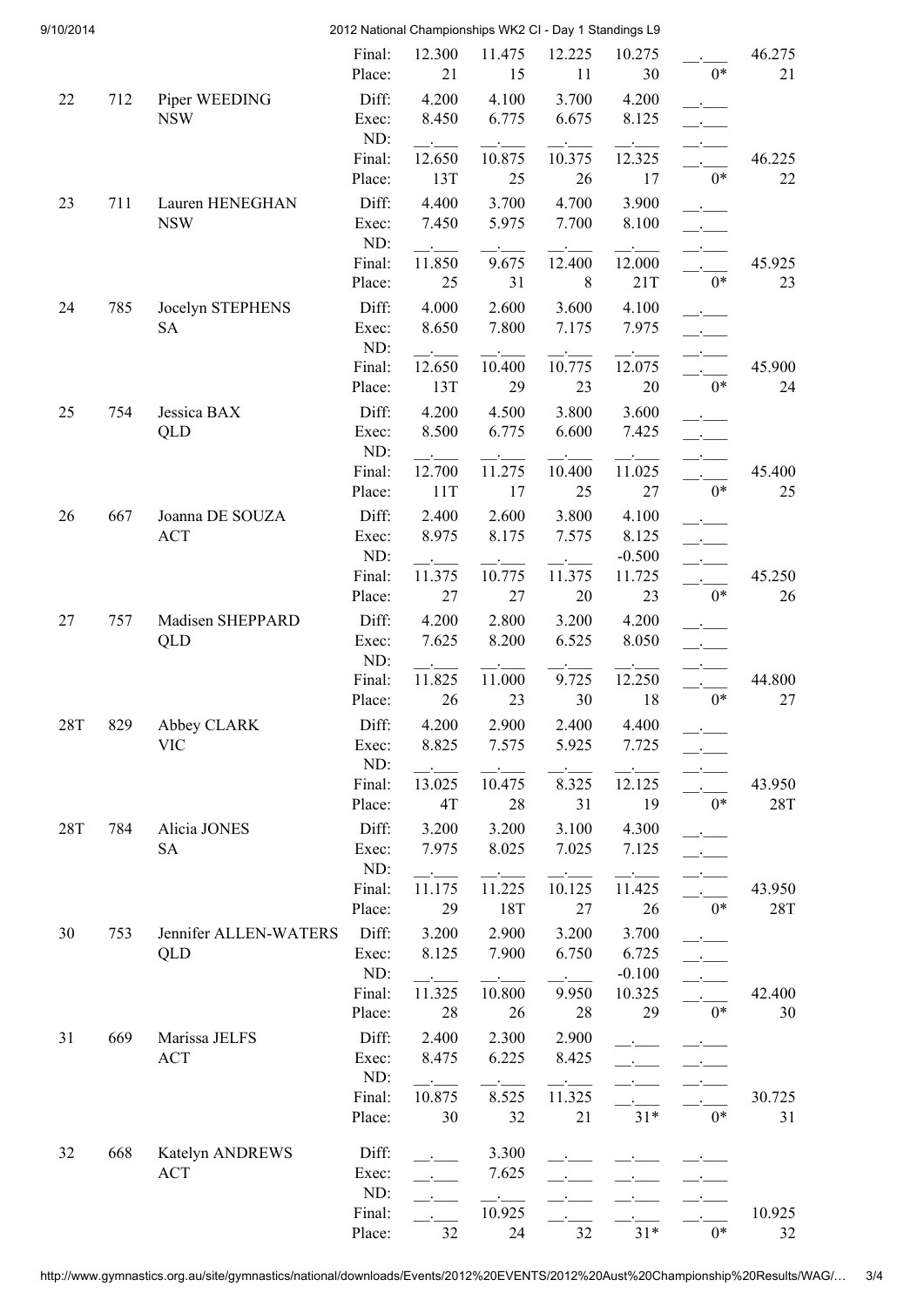| Rank | No. | Name | | Vault | Bars | Beam | Floor | | Total |
|---|---|---|---|---|---|---|---|---|---|
| | | | Final: | 12.300 | 11.475 | 12.225 | 10.275 | __.___ | 46.275 |
| | | | Place: | 21 | 15 | 11 | 30 | 0* | 21 |
| 22 | 712 | Piper WEEDING | Diff: | 4.200 | 4.100 | 3.700 | 4.200 | __.___ | |
| | | NSW | Exec: | 8.450 | 6.775 | 6.675 | 8.125 | __.___ | |
| | | | ND: | __.___ | __.___ | __.___ | __.___ | __.___ | |
| | | | Final: | 12.650 | 10.875 | 10.375 | 12.325 | __.___ | 46.225 |
| | | | Place: | 13T | 25 | 26 | 17 | 0* | 22 |
| 23 | 711 | Lauren HENEGHAN | Diff: | 4.400 | 3.700 | 4.700 | 3.900 | __.___ | |
| | | NSW | Exec: | 7.450 | 5.975 | 7.700 | 8.100 | __.___ | |
| | | | ND: | __.___ | __.___ | __.___ | __.___ | __.___ | |
| | | | Final: | 11.850 | 9.675 | 12.400 | 12.000 | __.___ | 45.925 |
| | | | Place: | 25 | 31 | 8 | 21T | 0* | 23 |
| 24 | 785 | Jocelyn STEPHENS | Diff: | 4.000 | 2.600 | 3.600 | 4.100 | __.___ | |
| | | SA | Exec: | 8.650 | 7.800 | 7.175 | 7.975 | __.___ | |
| | | | ND: | __.___ | __.___ | __.___ | __.___ | __.___ | |
| | | | Final: | 12.650 | 10.400 | 10.775 | 12.075 | __.___ | 45.900 |
| | | | Place: | 13T | 29 | 23 | 20 | 0* | 24 |
| 25 | 754 | Jessica BAX | Diff: | 4.200 | 4.500 | 3.800 | 3.600 | __.___ | |
| | | QLD | Exec: | 8.500 | 6.775 | 6.600 | 7.425 | __.___ | |
| | | | ND: | __.___ | __.___ | __.___ | __.___ | __.___ | |
| | | | Final: | 12.700 | 11.275 | 10.400 | 11.025 | __.___ | 45.400 |
| | | | Place: | 11T | 17 | 25 | 27 | 0* | 25 |
| 26 | 667 | Joanna DE SOUZA | Diff: | 2.400 | 2.600 | 3.800 | 4.100 | __.___ | |
| | | ACT | Exec: | 8.975 | 8.175 | 7.575 | 8.125 | __.___ | |
| | | | ND: | __.___ | __.___ | __.___ | -0.500 | __.___ | |
| | | | Final: | 11.375 | 10.775 | 11.375 | 11.725 | __.___ | 45.250 |
| | | | Place: | 27 | 27 | 20 | 23 | 0* | 26 |
| 27 | 757 | Madisen SHEPPARD | Diff: | 4.200 | 2.800 | 3.200 | 4.200 | __.___ | |
| | | QLD | Exec: | 7.625 | 8.200 | 6.525 | 8.050 | __.___ | |
| | | | ND: | __.___ | __.___ | __.___ | __.___ | __.___ | |
| | | | Final: | 11.825 | 11.000 | 9.725 | 12.250 | __.___ | 44.800 |
| | | | Place: | 26 | 23 | 30 | 18 | 0* | 27 |
| 28T | 829 | Abbey CLARK | Diff: | 4.200 | 2.900 | 2.400 | 4.400 | __.___ | |
| | | VIC | Exec: | 8.825 | 7.575 | 5.925 | 7.725 | __.___ | |
| | | | ND: | __.___ | __.___ | __.___ | __.___ | __.___ | |
| | | | Final: | 13.025 | 10.475 | 8.325 | 12.125 | __.___ | 43.950 |
| | | | Place: | 4T | 28 | 31 | 19 | 0* | 28T |
| 28T | 784 | Alicia JONES | Diff: | 3.200 | 3.200 | 3.100 | 4.300 | __.___ | |
| | | SA | Exec: | 7.975 | 8.025 | 7.025 | 7.125 | __.___ | |
| | | | ND: | __.___ | __.___ | __.___ | __.___ | __.___ | |
| | | | Final: | 11.175 | 11.225 | 10.125 | 11.425 | __.___ | 43.950 |
| | | | Place: | 29 | 18T | 27 | 26 | 0* | 28T |
| 30 | 753 | Jennifer ALLEN-WATERS | Diff: | 3.200 | 2.900 | 3.200 | 3.700 | __.___ | |
| | | QLD | Exec: | 8.125 | 7.900 | 6.750 | 6.725 | __.___ | |
| | | | ND: | __.___ | __.___ | __.___ | -0.100 | __.___ | |
| | | | Final: | 11.325 | 10.800 | 9.950 | 10.325 | __.___ | 42.400 |
| | | | Place: | 28 | 26 | 28 | 29 | 0* | 30 |
| 31 | 669 | Marissa JELFS | Diff: | 2.400 | 2.300 | 2.900 | __.___ | __.___ | |
| | | ACT | Exec: | 8.475 | 6.225 | 8.425 | __.___ | __.___ | |
| | | | ND: | __.___ | __.___ | __.___ | __.___ | __.___ | |
| | | | Final: | 10.875 | 8.525 | 11.325 | __.___ | __.___ | 30.725 |
| | | | Place: | 30 | 32 | 21 | 31* | 0* | 31 |
| 32 | 668 | Katelyn ANDREWS | Diff: | __.___ | 3.300 | __.___ | __.___ | __.___ | |
| | | ACT | Exec: | __.___ | 7.625 | __.___ | __.___ | __.___ | |
| | | | ND: | __.___ | __.___ | __.___ | __.___ | __.___ | |
| | | | Final: | __.___ | 10.925 | __.___ | __.___ | __.___ | 10.925 |
| | | | Place: | 32 | 24 | 32 | 31* | 0* | 32 |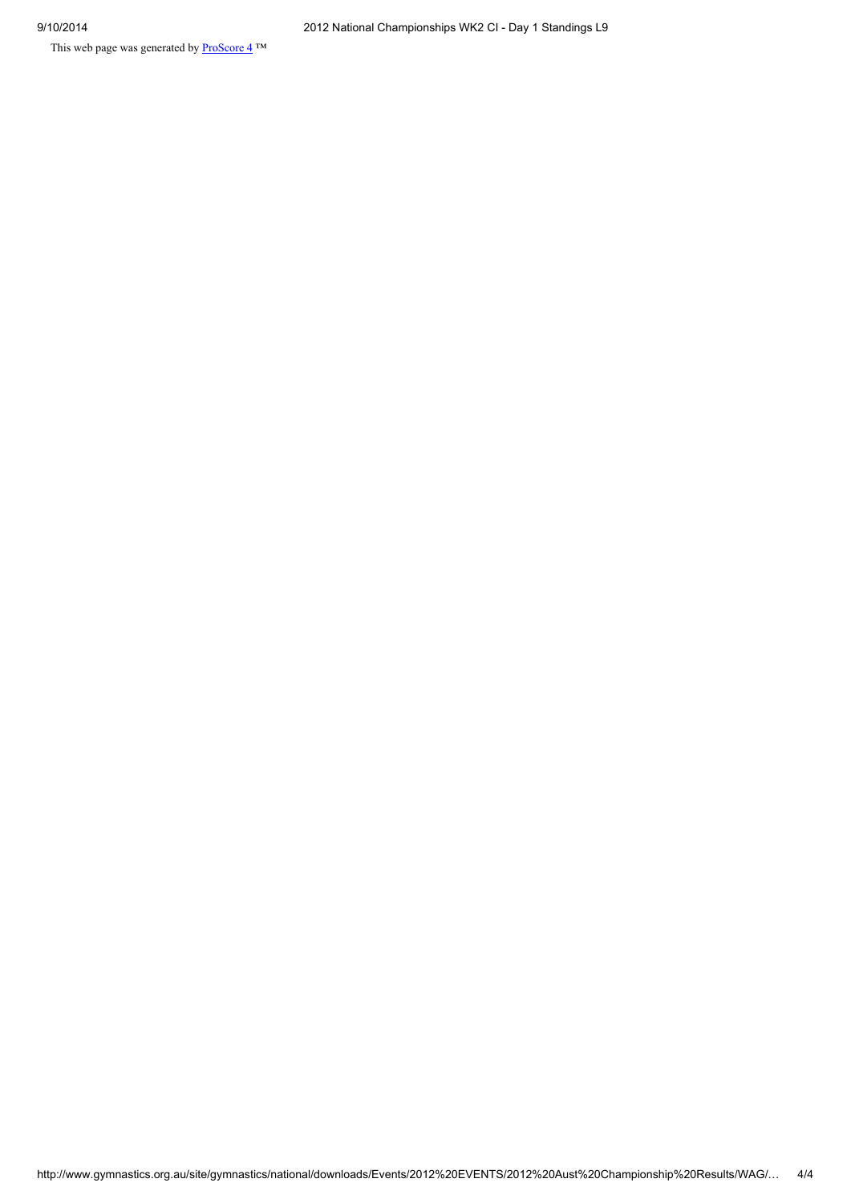This web page was generated by ProScore 4 ™